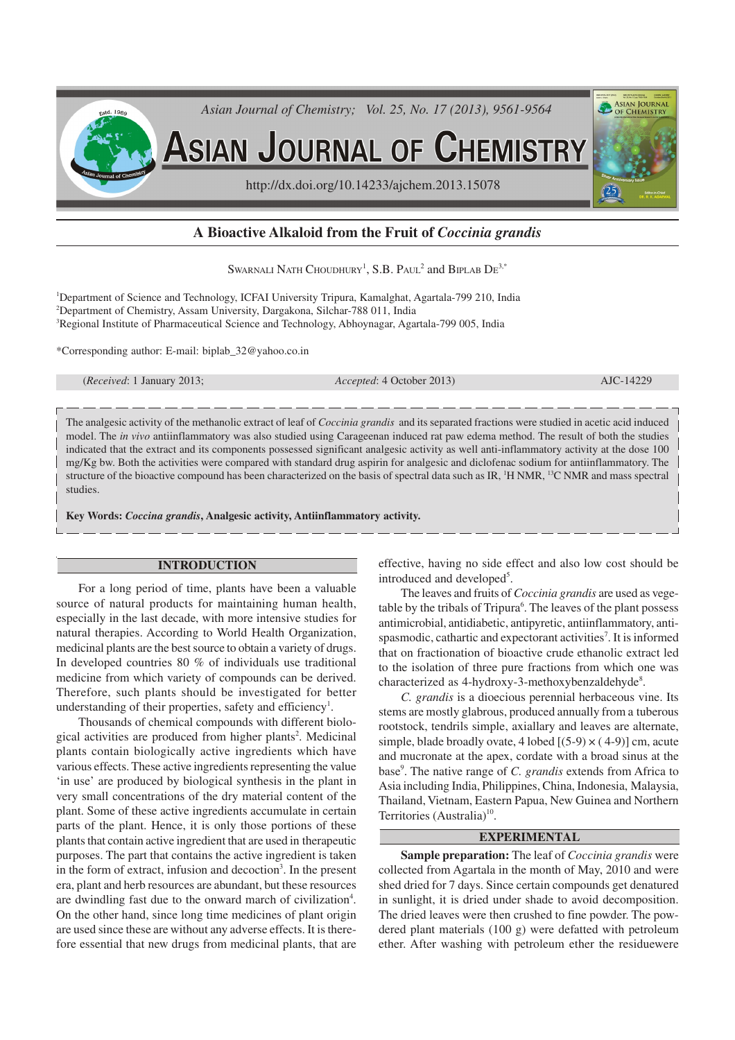# A Bioactive Alkaloid from the Fruit of *Coccinia grandis*

SWARNALI NATH CHOUDHURY[1], S.B. PAUL[2] and BIPLAB DE[3,*]

[1]Department of Science and Technology, ICFAI University Tripura, Kamalghat, Agartala-799 210, India
[2]Department of Chemistry, Assam University, Dargakona, Silchar-788 011, India
[3]Regional Institute of Pharmaceutical Science and Technology, Abhoynagar, Agartala-799 005, India

*Corresponding author: E-mail: biplab_32@yahoo.co.in

(*Received*: 1 January 2013; *Accepted*: 4 October 2013) AJC-14229

The analgesic activity of the methanolic extract of leaf of *Coccinia grandis* and its separated fractions were studied in acetic acid induced model. The *in vivo* antiinflammatory was also studied using Carageenan induced rat paw edema method. The result of both the studies indicated that the extract and its components possessed significant analgesic activity as well anti-inflammatory activity at the dose 100 mg/Kg bw. Both the activities were compared with standard drug aspirin for analgesic and diclofenac sodium for antiinflammatory. The structure of the bioactive compound has been characterized on the basis of spectral data such as IR, $^{1}$H NMR, $^{13}$C NMR and mass spectral studies.

**Key Words: *Coccinia grandis*, Analgesic activity, Antiinflammatory activity.**

## INTRODUCTION

For a long period of time, plants have been a valuable source of natural products for maintaining human health, especially in the last decade, with more intensive studies for natural therapies. According to World Health Organization, medicinal plants are the best source to obtain a variety of drugs. In developed countries 80 % of individuals use traditional medicine from which variety of compounds can be derived. Therefore, such plants should be investigated for better understanding of their properties, safety and efficiency[1].

Thousands of chemical compounds with different biological activities are produced from higher plants[2]. Medicinal plants contain biologically active ingredients which have various effects. These active ingredients representing the value 'in use' are produced by biological synthesis in the plant in very small concentrations of the dry material content of the plant. Some of these active ingredients accumulate in certain parts of the plant. Hence, it is only those portions of these plants that contain active ingredient that are used in therapeutic purposes. The part that contains the active ingredient is taken in the form of extract, infusion and decoction[3]. In the present era, plant and herb resources are abundant, but these resources are dwindling fast due to the onward march of civilization[4]. On the other hand, since long time medicines of plant origin are used since these are without any adverse effects. It is therefore essential that new drugs from medicinal plants, that are effective, having no side effect and also low cost should be introduced and developed[5].

The leaves and fruits of *Coccinia grandis* are used as vegetable by the tribals of Tripura[6]. The leaves of the plant possess antimicrobial, antidiabetic, antipyretic, antiinflammatory, antispasmodic, cathartic and expectorant activities[7]. It is informed that on fractionation of bioactive crude ethanolic extract led to the isolation of three pure fractions from which one was characterized as 4-hydroxy-3-methoxybenzaldehyde[8].

*C. grandis* is a dioecious perennial herbaceous vine. Its stems are mostly glabrous, produced annually from a tuberous rootstock, tendrils simple, axillary and leaves are alternate, simple, blade broadly ovate, 4 lobed [(5-9) × ( 4-9)] cm, acute and mucronate at the apex, cordate with a broad sinus at the base[9]. The native range of *C. grandis* extends from Africa to Asia including India, Philippines, China, Indonesia, Malaysia, Thailand, Vietnam, Eastern Papua, New Guinea and Northern Territories (Australia)[10].

## EXPERIMENTAL

**Sample preparation:** The leaf of *Coccinia grandis* were collected from Agartala in the month of May, 2010 and were shed dried for 7 days. Since certain compounds get denatured in sunlight, it is dried under shade to avoid decomposition. The dried leaves were then crushed to fine powder. The powdered plant materials (100 g) were defatted with petroleum ether. After washing with petroleum ether the residuewere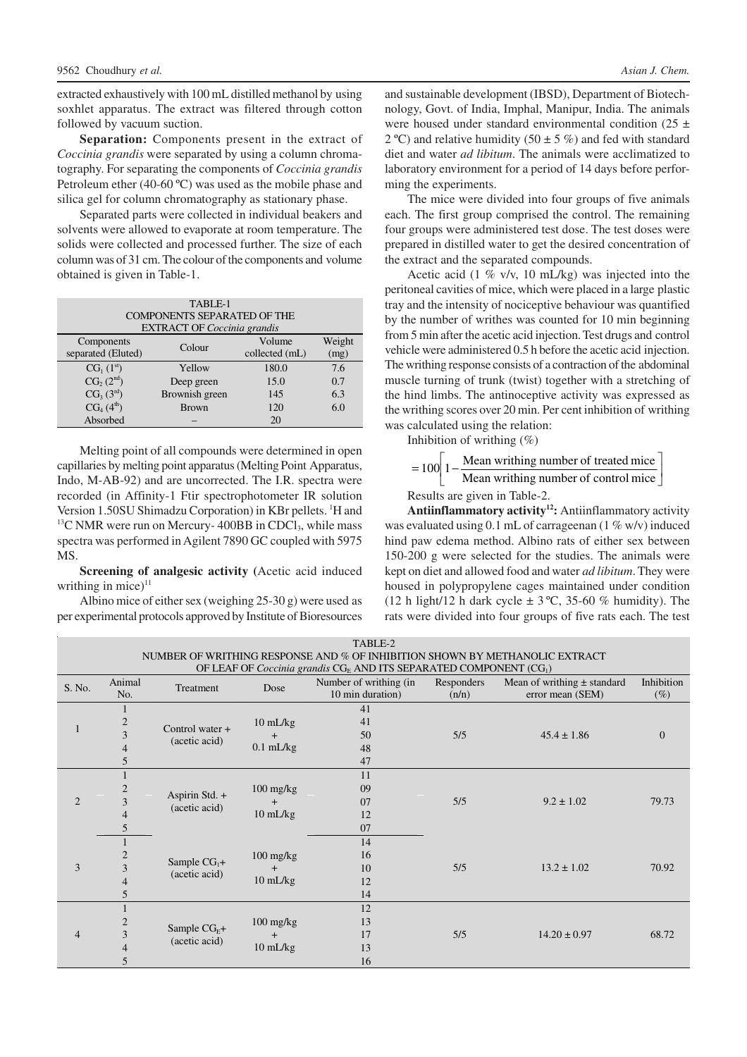extracted exhaustively with 100 mL distilled methanol by using soxhlet apparatus. The extract was filtered through cotton followed by vacuum suction.

**Separation:** Components present in the extract of *Coccinia grandis* were separated by using a column chromatography. For separating the components of *Coccinia grandis* Petroleum ether (40-60 ºC) was used as the mobile phase and silica gel for column chromatography as stationary phase.

Separated parts were collected in individual beakers and solvents were allowed to evaporate at room temperature. The solids were collected and processed further. The size of each column was of 31 cm. The colour of the components and volume obtained is given in Table-1.

TABLE-1
COMPONENTS SEPARATED OF THE EXTRACT OF *Coccinia grandis*

| Components separated (Eluted) | Colour | Volume collected (mL) | Weight (mg) |
|---|---|---|---|
| $CG_1$ (1st) | Yellow | 180.0 | 7.6 |
| $CG_2$ (2nd) | Deep green | 15.0 | 0.7 |
| $CG_3$ (3rd) | Brownish green | 145 | 6.3 |
| $CG_4$ (4th) | Brown | 120 | 6.0 |
| Absorbed | – | 20 | |

Melting point of all compounds were determined in open capillaries by melting point apparatus (Melting Point Apparatus, Indo, M-AB-92) and are uncorrected. The I.R. spectra were recorded (in Affinity-1 Ftir spectrophotometer IR solution Version 1.50SU Shimadzu Corporation) in KBr pellets. $^1$H and $^{13}$C NMR were run on Mercury- 400BB in $CDCl_3$, while mass spectra was performed in Agilent 7890 GC coupled with 5975 MS.

**Screening of analgesic activity** (Acetic acid induced writhing in mice)[11]

Albino mice of either sex (weighing 25-30 g) were used as per experimental protocols approved by Institute of Bioresources and sustainable development (IBSD), Department of Biotechnology, Govt. of India, Imphal, Manipur, India. The animals were housed under standard environmental condition (25 ± 2 ºC) and relative humidity (50 ± 5 %) and fed with standard diet and water *ad libitum*. The animals were acclimatized to laboratory environment for a period of 14 days before performing the experiments.

The mice were divided into four groups of five animals each. The first group comprised the control. The remaining four groups were administered test dose. The test doses were prepared in distilled water to get the desired concentration of the extract and the separated compounds.

Acetic acid (1 % v/v, 10 mL/kg) was injected into the peritoneal cavities of mice, which were placed in a large plastic tray and the intensity of nociceptive behaviour was quantified by the number of writhes was counted for 10 min beginning from 5 min after the acetic acid injection. Test drugs and control vehicle were administered 0.5 h before the acetic acid injection. The writhing response consists of a contraction of the abdominal muscle turning of trunk (twist) together with a stretching of the hind limbs. The antinoceptive activity was expressed as the writhing scores over 20 min. Per cent inhibition of writhing was calculated using the relation:

Inhibition of writhing (%)

$$= 100\left[1 - \frac{\text{Mean writhing number of treated mice}}{\text{Mean writhing number of control mice}}\right]$$

Results are given in Table-2.

**Antiinflammatory activity**[12]**:** Antiinflammatory activity was evaluated using 0.1 mL of carrageenan (1 % w/v) induced hind paw edema method. Albino rats of either sex between 150-200 g were selected for the studies. The animals were kept on diet and allowed food and water *ad libitum*. They were housed in polypropylene cages maintained under condition (12 h light/12 h dark cycle ± 3 ºC, 35-60 % humidity). The rats were divided into four groups of five rats each. The test

TABLE-2
NUMBER OF WRITHING RESPONSE AND % OF INHIBITION SHOWN BY METHANOLIC EXTRACT OF LEAF OF *Coccinia grandis* $CG_E$ AND ITS SEPARATED COMPONENT ($CG_1$)

| S. No. | Animal No. | Treatment | Dose | Number of writhing (in 10 min duration) | Responders (n/n) | Mean of writhing ± standard error mean (SEM) | Inhibition (%) |
|---|---|---|---|---|---|---|---|
| 1 | 1 | Control water + (acetic acid) | 10 mL/kg + 0.1 mL/kg | 41 | 5/5 | 45.4 ± 1.86 | 0 |
| | 2 | | | 41 | | | |
| | 3 | | | 50 | | | |
| | 4 | | | 48 | | | |
| | 5 | | | 47 | | | |
| 2 | 1 | Aspirin Std. + (acetic acid) | 100 mg/kg + 10 mL/kg | 11 | 5/5 | 9.2 ± 1.02 | 79.73 |
| | 2 | | | 09 | | | |
| | 3 | | | 07 | | | |
| | 4 | | | 12 | | | |
| | 5 | | | 07 | | | |
| 3 | 1 | Sample $CG_1$+ (acetic acid) | 100 mg/kg + 10 mL/kg | 14 | 5/5 | 13.2 ± 1.02 | 70.92 |
| | 2 | | | 16 | | | |
| | 3 | | | 10 | | | |
| | 4 | | | 12 | | | |
| | 5 | | | 14 | | | |
| 4 | 1 | Sample $CG_E$+ (acetic acid) | 100 mg/kg + 10 mL/kg | 12 | 5/5 | 14.20 ± 0.97 | 68.72 |
| | 2 | | | 13 | | | |
| | 3 | | | 17 | | | |
| | 4 | | | 13 | | | |
| | 5 | | | 16 | | | |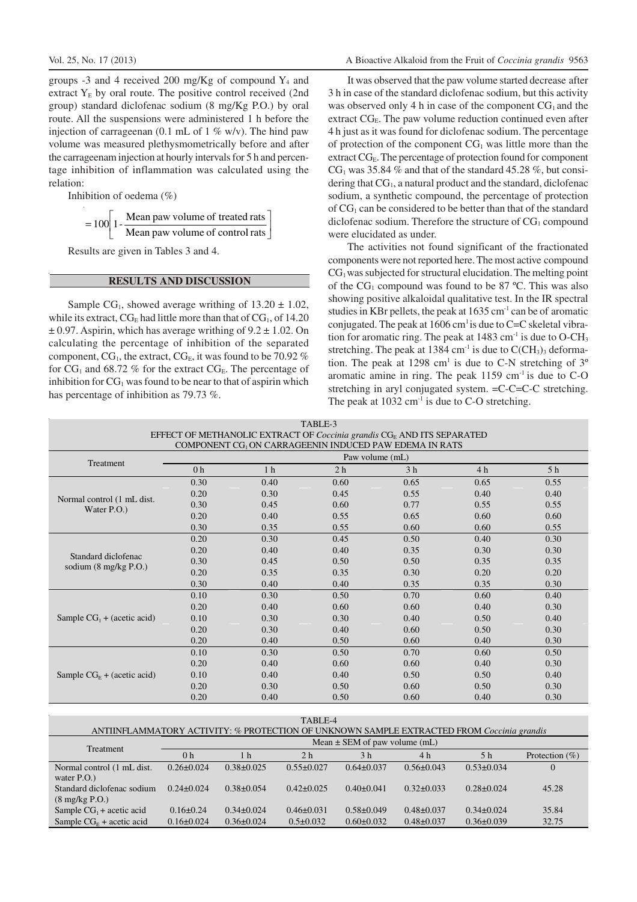groups -3 and 4 received 200 mg/Kg of compound $Y_4$ and extract $Y_E$ by oral route. The positive control received (2nd group) standard diclofenac sodium (8 mg/Kg P.O.) by oral route. All the suspensions were administered 1 h before the injection of carrageenan (0.1 mL of 1 % w/v). The hind paw volume was measured plethysmometrically before and after the carrageenam injection at hourly intervals for 5 h and percentage inhibition of inflammation was calculated using the relation:

Inhibition of oedema (%)

$$= 100\left[1 - \frac{\text{Mean paw volume of treated rats}}{\text{Mean paw volume of control rats}}\right]$$

Results are given in Tables 3 and 4.

## RESULTS AND DISCUSSION

Sample $CG_1$, showed average writhing of $13.20 \pm 1.02$, while its extract, $CG_E$ had little more than that of $CG_1$, of 14.20 $\pm$ 0.97. Aspirin, which has average writhing of $9.2 \pm 1.02$. On calculating the percentage of inhibition of the separated component, $CG_1$, the extract, $CG_E$, it was found to be 70.92 % for $CG_1$ and 68.72 % for the extract $CG_E$. The percentage of inhibition for $CG_1$ was found to be near to that of aspirin which has percentage of inhibition as 79.73 %.

It was observed that the paw volume started decrease after 3 h in case of the standard diclofenac sodium, but this activity was observed only 4 h in case of the component $CG_1$ and the extract $CG_E$. The paw volume reduction continued even after 4 h just as it was found for diclofenac sodium. The percentage of protection of the component $CG_1$ was little more than the extract $CG_E$. The percentage of protection found for component $CG_1$ was 35.84 % and that of the standard 45.28 %, but considering that $CG_1$, a natural product and the standard, diclofenac sodium, a synthetic compound, the percentage of protection of $CG_1$ can be considered to be better than that of the standard diclofenac sodium. Therefore the structure of $CG_1$ compound were elucidated as under.

The activities not found significant of the fractionated components were not reported here. The most active compound $CG_1$ was subjected for structural elucidation. The melting point of the $CG_1$ compound was found to be 87 ºC. This was also showing positive alkaloidal qualitative test. In the IR spectral studies in KBr pellets, the peak at 1635 $cm^{-1}$ can be of aromatic conjugated. The peak at 1606 $cm^{1}$ is due to C=C skeletal vibration for aromatic ring. The peak at 1483 $cm^{-1}$ is due to O-$CH_3$ stretching. The peak at 1384 $cm^{-1}$ is due to $C(CH_3)_3$ deformation. The peak at 1298 $cm^{1}$ is due to C-N stretching of 3º aromatic amine in ring. The peak 1159 $cm^{-1}$ is due to C-O stretching in aryl conjugated system. =C-C=C-C stretching. The peak at 1032 $cm^{-1}$ is due to C-O stretching.

TABLE-3
EFFECT OF METHANOLIC EXTRACT OF *Coccinia grandis* $CG_E$ AND ITS SEPARATED COMPONENT $CG_1$ ON CARRAGEENIN INDUCED PAW EDEMA IN RATS

| Treatment | Paw volume (mL) | | | | | |
|---|---|---|---|---|---|---|
| | 0 h | 1 h | 2 h | 3 h | 4 h | 5 h |
| Normal control (1 mL dist. Water P.O.) | 0.30 | 0.40 | 0.60 | 0.65 | 0.65 | 0.55 |
| | 0.20 | 0.30 | 0.45 | 0.55 | 0.40 | 0.40 |
| | 0.30 | 0.45 | 0.60 | 0.77 | 0.55 | 0.55 |
| | 0.20 | 0.40 | 0.55 | 0.65 | 0.60 | 0.60 |
| | 0.30 | 0.35 | 0.55 | 0.60 | 0.60 | 0.55 |
| Standard diclofenac sodium (8 mg/kg P.O.) | 0.20 | 0.30 | 0.45 | 0.50 | 0.40 | 0.30 |
| | 0.20 | 0.40 | 0.40 | 0.35 | 0.30 | 0.30 |
| | 0.30 | 0.45 | 0.50 | 0.50 | 0.35 | 0.35 |
| | 0.20 | 0.35 | 0.35 | 0.30 | 0.20 | 0.20 |
| | 0.30 | 0.40 | 0.40 | 0.35 | 0.35 | 0.30 |
| Sample $CG_1$ + (acetic acid) | 0.10 | 0.30 | 0.50 | 0.70 | 0.60 | 0.40 |
| | 0.20 | 0.40 | 0.60 | 0.60 | 0.40 | 0.30 |
| | 0.10 | 0.30 | 0.30 | 0.40 | 0.50 | 0.40 |
| | 0.20 | 0.30 | 0.40 | 0.60 | 0.50 | 0.30 |
| | 0.20 | 0.40 | 0.50 | 0.60 | 0.40 | 0.30 |
| Sample $CG_E$ + (acetic acid) | 0.10 | 0.30 | 0.50 | 0.70 | 0.60 | 0.50 |
| | 0.20 | 0.40 | 0.60 | 0.60 | 0.40 | 0.30 |
| | 0.10 | 0.40 | 0.40 | 0.50 | 0.50 | 0.40 |
| | 0.20 | 0.30 | 0.50 | 0.60 | 0.50 | 0.30 |
| | 0.20 | 0.40 | 0.50 | 0.60 | 0.40 | 0.30 |

TABLE-4
ANTIINFLAMMATORY ACTIVITY: % PROTECTION OF UNKNOWN SAMPLE EXTRACTED FROM *Coccinia grandis*

| Treatment | Mean ± SEM of paw volume (mL) | | | | | | |
|---|---|---|---|---|---|---|---|
| | 0 h | 1 h | 2 h | 3 h | 4 h | 5 h | Protection (%) |
| Normal control (1 mL dist. water P.O.) | 0.26±0.024 | 0.38±0.025 | 0.55±0.027 | 0.64±0.037 | 0.56±0.043 | 0.53±0.034 | 0 |
| Standard diclofenac sodium (8 mg/kg P.O.) | 0.24±0.024 | 0.38±0.054 | 0.42±0.025 | 0.40±0.041 | 0.32±0.033 | 0.28±0.024 | 45.28 |
| Sample $CG_1$ + acetic acid | 0.16±0.24 | 0.34±0.024 | 0.46±0.031 | 0.58±0.049 | 0.48±0.037 | 0.34±0.024 | 35.84 |
| Sample $CG_E$ + acetic acid | 0.16±0.024 | 0.36±0.024 | 0.5±0.032 | 0.60±0.032 | 0.48±0.037 | 0.36±0.039 | 32.75 |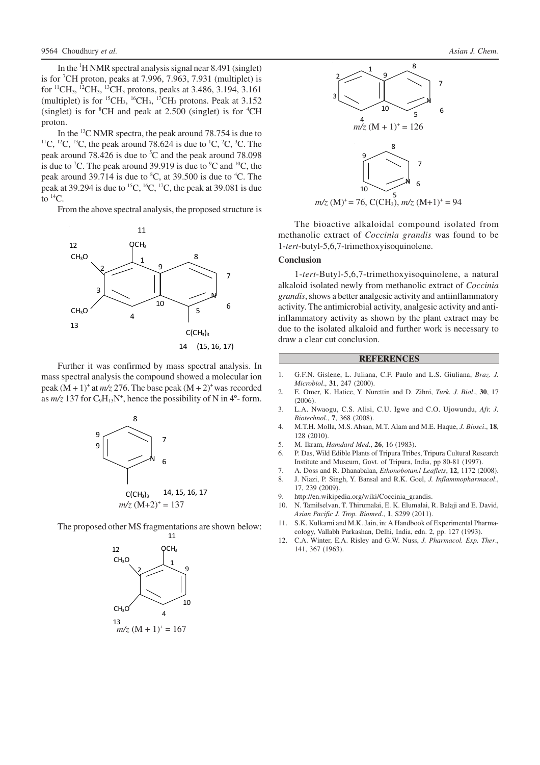In the [1]H NMR spectral analysis signal near 8.491 (singlet) is for [7]CH proton, peaks at 7.996, 7.963, 7.931 (multiplet) is for $^{11}CH_3$, $^{12}CH_3$, $^{13}CH_3$ protons, peaks at 3.486, 3.194, 3.161 (multiplet) is for $^{15}CH_3$, $^{16}CH_3$, $^{17}CH_3$ protons. Peak at 3.152 (singlet) is for [8]CH and peak at 2.500 (singlet) is for [4]CH proton.

In the $^{13}C$ NMR spectra, the peak around 78.754 is due to $^{11}C$, $^{12}C$, $^{13}C$, the peak around 78.624 is due to $^{1}C$, $^{2}C$, $^{3}C$. The peak around 78.426 is due to $^{5}C$ and the peak around 78.098 is due to $^{7}C$. The peak around 39.919 is due to $^{9}C$ and $^{10}C$, the peak around 39.714 is due to $^{8}C$, at 39.500 is due to $^{4}C$. The peak at 39.294 is due to $^{15}C$, $^{16}C$, $^{17}C$, the peak at 39.081 is due to $^{14}C$.

From the above spectral analysis, the proposed structure is

11
12
$CH_3O$
$OCH_3$
1
2
9
8
7
3
N
6
10
5
$CH_3O$
4
13
$C(CH_3)_3$
14 (15, 16, 17)

Further it was confirmed by mass spectral analysis. In mass spectral analysis the compound showed a molecular ion peak $(M + 1)^+$ at $m/z$ 276. The base peak $(M + 2)^+$ was recorded as $m/z$ 137 for $C_9H_{13}N^+$, hence the possibility of N in 4°- form.

8
9
9
7
N
6
$C(CH_3)_3$ 14, 15, 16, 17
$m/z$ $(M+2)^+ = 137$

The proposed other MS fragmentations are shown below:

11
12
$CH_3O$
$OCH_3$
1
2
9
10
$CH_3O$
4
13
$m/z$ $(M + 1)^+ = 167$

1
8
2
9
7
3
N
6
10
5
4
$m/z$ $(M + 1)^+ = 126$

8
9
7
N
6
10
5
$m/z$ $(M)^+ = 76$, $C(CH_3)$, $m/z$ $(M+1)^+ = 94$

The bioactive alkaloidal compound isolated from methanolic extract of *Coccinia grandis* was found to be 1-*tert*-butyl-5,6,7-trimethoxyisoquinolene.

## Conclusion

1-*tert*-Butyl-5,6,7-trimethoxyisoquinolene, a natural alkaloid isolated newly from methanolic extract of *Coccinia grandis*, shows a better analgesic activity and antiinflammatory activity. The antimicrobial activity, analgesic activity and anti-inflammatory activity as shown by the plant extract may be due to the isolated alkaloid and further work is necessary to draw a clear cut conclusion.

## REFERENCES

1. G.F.N. Gislene, L. Juliana, C.F. Paulo and L.S. Giuliana, *Braz. J. Microbiol.*, **31**, 247 (2000).
2. E. Omer, K. Hatice, Y. Nurettin and D. Zihni, *Turk. J. Biol.*, **30**, 17 (2006).
3. L.A. Nwaogu, C.S. Alisi, C.U. Igwe and C.O. Ujowundu, *Afr. J. Biotechnol.*, **7**, 368 (2008).
4. M.T.H. Molla, M.S. Ahsan, M.T. Alam and M.E. Haque, *J. Biosci.*, **18**, 128 (2010).
5. M. Ikram, *Hamdard Med.*, **26**, 16 (1983).
6. P. Das, Wild Edible Plants of Tripura Tribes, Tripura Cultural Research Institute and Museum, Govt. of Tripura, India, pp 80-81 (1997).
7. A. Doss and R. Dhanabalan, *Ethonobotan.l Leaflets*, **12**, 1172 (2008).
8. J. Niazi, P. Singh, Y. Bansal and R.K. Goel, *J. Inflammopharmacol.*, 17, 239 (2009).
9. http://en.wikipedia.org/wiki/Coccinia_grandis.
10. N. Tamilselvan, T. Thirumalai, E. K. Elumalai, R. Balaji and E. David, *Asian Pacific J. Trop. Biomed.*, **1**, S299 (2011).
11. S.K. Kulkarni and M.K. Jain, in: A Handbook of Experimental Pharmacology, Vallabh Parkashan, Delhi, India, edn. 2, pp. 127 (1993).
12. C.A. Winter, E.A. Risley and G.W. Nuss, *J. Pharmacol. Exp. Ther.*, 141, 367 (1963).